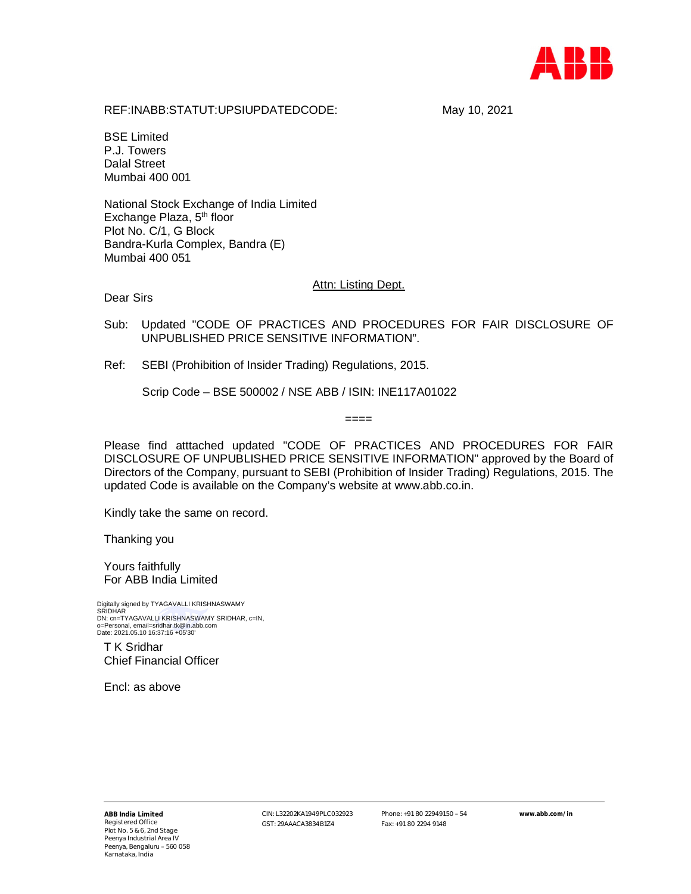REF:INABB:STATUT:UPSIUPDATEDCODE: May 10, 2021

BSE Limited
P.J. Towers
Dalal Street
Mumbai 400 001

National Stock Exchange of India Limited
Exchange Plaza, 5th floor
Plot No. C/1, G Block
Bandra-Kurla Complex, Bandra (E)
Mumbai 400 051

Attn: Listing Dept.

Dear Sirs

Sub: Updated "CODE OF PRACTICES AND PROCEDURES FOR FAIR DISCLOSURE OF UNPUBLISHED PRICE SENSITIVE INFORMATION".

Ref: SEBI (Prohibition of Insider Trading) Regulations, 2015.

Scrip Code – BSE 500002 / NSE ABB / ISIN: INE117A01022

====

Please find atttached updated "CODE OF PRACTICES AND PROCEDURES FOR FAIR DISCLOSURE OF UNPUBLISHED PRICE SENSITIVE INFORMATION" approved by the Board of Directors of the Company, pursuant to SEBI (Prohibition of Insider Trading) Regulations, 2015. The updated Code is available on the Company's website at www.abb.co.in.

Kindly take the same on record.

Thanking you

Yours faithfully
For ABB India Limited

Digitally signed by TYAGAVALLI KRISHNASWAMY SRIDHAR
DN: cn=TYAGAVALLI KRISHNASWAMY SRIDHAR, c=IN, o=Personal, email=sridhar.tk@in.abb.com
Date: 2021.05.10 16:37:16 +05'30'

T K Sridhar
Chief Financial Officer

Encl: as above

**ABB India Limited**
Registered Office
Plot No. 5 & 6, 2nd Stage
Peenya Industrial Area IV
Peenya, Bengaluru – 560 058
Karnataka, India

CIN: L32202KA1949PLC032923
GST: 29AAACA3834B1Z4

Phone: +91 80 22949150 – 54
Fax: +91 80 2294 9148

**www.abb.com/in**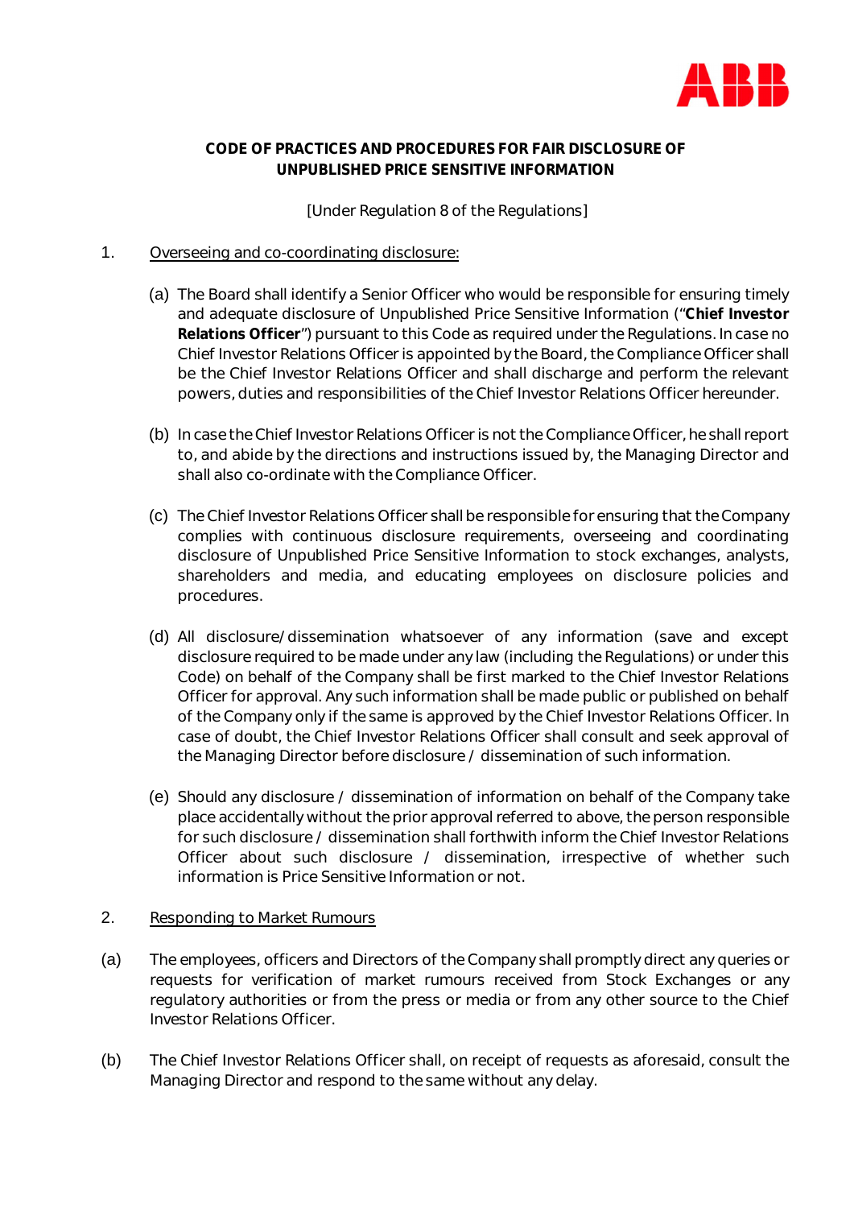**CODE OF PRACTICES AND PROCEDURES FOR FAIR DISCLOSURE OF UNPUBLISHED PRICE SENSITIVE INFORMATION**

[Under Regulation 8 of the Regulations]

1. Overseeing and co-coordinating disclosure:

(a) The Board shall identify a Senior Officer who would be responsible for ensuring timely and adequate disclosure of Unpublished Price Sensitive Information ("**Chief Investor Relations Officer**") pursuant to this Code as required under the Regulations. In case no Chief Investor Relations Officer is appointed by the Board, the Compliance Officer shall be the Chief Investor Relations Officer and shall discharge and perform the relevant powers, duties and responsibilities of the Chief Investor Relations Officer hereunder.

(b) In case the Chief Investor Relations Officer is not the Compliance Officer, he shall report to, and abide by the directions and instructions issued by, the Managing Director and shall also co-ordinate with the Compliance Officer.

(c) The Chief Investor Relations Officer shall be responsible for ensuring that the Company complies with continuous disclosure requirements, overseeing and coordinating disclosure of Unpublished Price Sensitive Information to stock exchanges, analysts, shareholders and media, and educating employees on disclosure policies and procedures.

(d) All disclosure/dissemination whatsoever of any information (save and except disclosure required to be made under any law (including the Regulations) or under this Code) on behalf of the Company shall be first marked to the Chief Investor Relations Officer for approval. Any such information shall be made public or published on behalf of the Company only if the same is approved by the Chief Investor Relations Officer. In case of doubt, the Chief Investor Relations Officer shall consult and seek approval of the Managing Director before disclosure / dissemination of such information.

(e) Should any disclosure / dissemination of information on behalf of the Company take place accidentally without the prior approval referred to above, the person responsible for such disclosure / dissemination shall forthwith inform the Chief Investor Relations Officer about such disclosure / dissemination, irrespective of whether such information is Price Sensitive Information or not.

2. Responding to Market Rumours

(a) The employees, officers and Directors of the Company shall promptly direct any queries or requests for verification of market rumours received from Stock Exchanges or any regulatory authorities or from the press or media or from any other source to the Chief Investor Relations Officer.

(b) The Chief Investor Relations Officer shall, on receipt of requests as aforesaid, consult the Managing Director and respond to the same without any delay.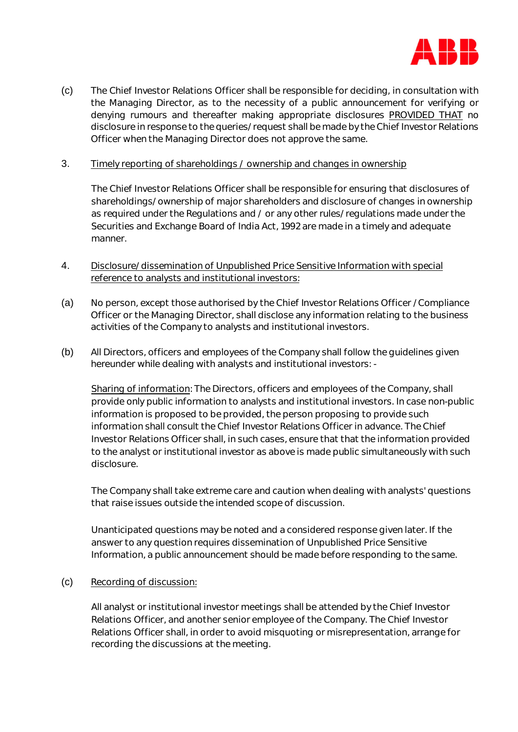(c) The Chief Investor Relations Officer shall be responsible for deciding, in consultation with the Managing Director, as to the necessity of a public announcement for verifying or denying rumours and thereafter making appropriate disclosures PROVIDED THAT no disclosure in response to the queries/request shall be made by the Chief Investor Relations Officer when the Managing Director does not approve the same.

3. Timely reporting of shareholdings / ownership and changes in ownership

The Chief Investor Relations Officer shall be responsible for ensuring that disclosures of shareholdings/ownership of major shareholders and disclosure of changes in ownership as required under the Regulations and / or any other rules/regulations made under the Securities and Exchange Board of India Act, 1992 are made in a timely and adequate manner.

4. Disclosure/dissemination of Unpublished Price Sensitive Information with special reference to analysts and institutional investors:

(a) No person, except those authorised by the Chief Investor Relations Officer / Compliance Officer or the Managing Director, shall disclose any information relating to the business activities of the Company to analysts and institutional investors.

(b) All Directors, officers and employees of the Company shall follow the guidelines given hereunder while dealing with analysts and institutional investors: -

Sharing of information: The Directors, officers and employees of the Company, shall provide only public information to analysts and institutional investors. In case non-public information is proposed to be provided, the person proposing to provide such information shall consult the Chief Investor Relations Officer in advance. The Chief Investor Relations Officer shall, in such cases, ensure that that the information provided to the analyst or institutional investor as above is made public simultaneously with such disclosure.

The Company shall take extreme care and caution when dealing with analysts' questions that raise issues outside the intended scope of discussion.

Unanticipated questions may be noted and a considered response given later. If the answer to any question requires dissemination of Unpublished Price Sensitive Information, a public announcement should be made before responding to the same.

(c) Recording of discussion:

All analyst or institutional investor meetings shall be attended by the Chief Investor Relations Officer, and another senior employee of the Company. The Chief Investor Relations Officer shall, in order to avoid misquoting or misrepresentation, arrange for recording the discussions at the meeting.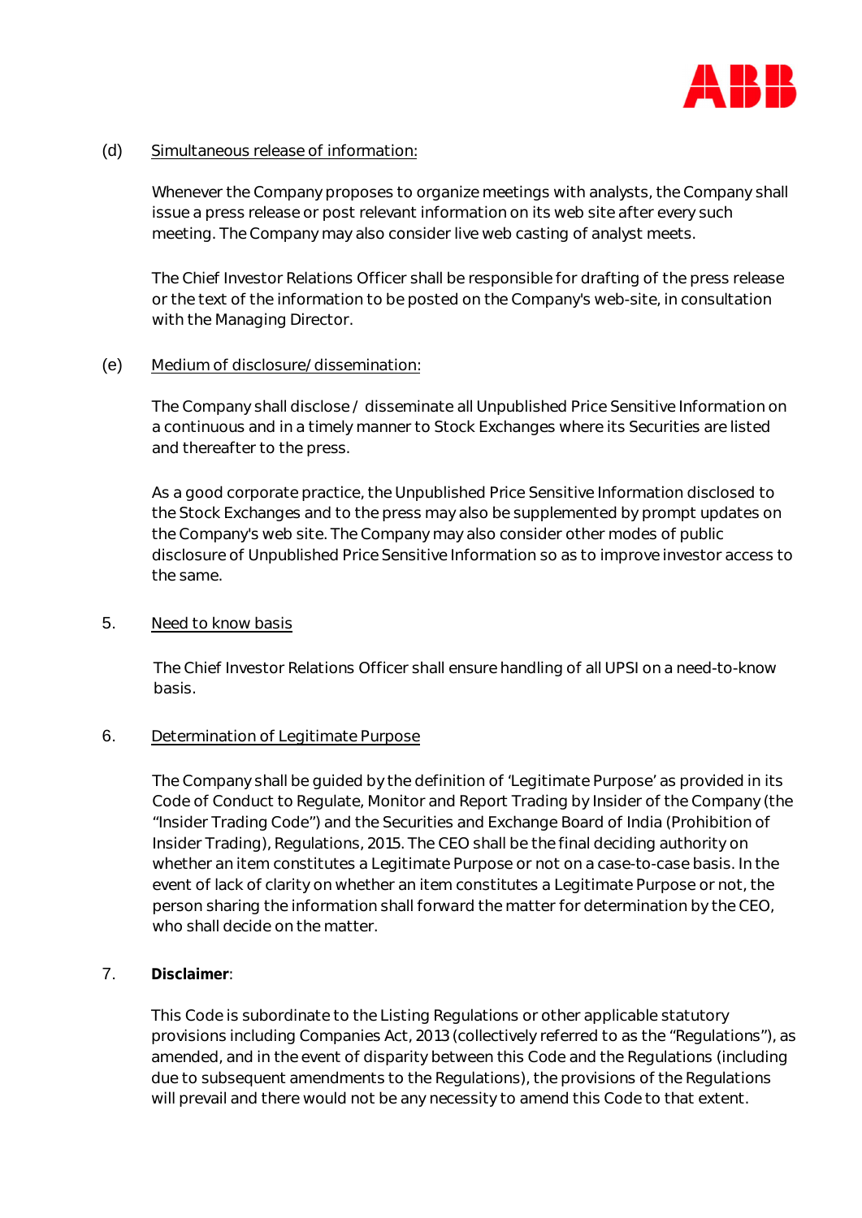(d) Simultaneous release of information:

Whenever the Company proposes to organize meetings with analysts, the Company shall issue a press release or post relevant information on its web site after every such meeting. The Company may also consider live web casting of analyst meets.

The Chief Investor Relations Officer shall be responsible for drafting of the press release or the text of the information to be posted on the Company's web-site, in consultation with the Managing Director.

(e) Medium of disclosure/ dissemination:

The Company shall disclose / disseminate all Unpublished Price Sensitive Information on a continuous and in a timely manner to Stock Exchanges where its Securities are listed and thereafter to the press.

As a good corporate practice, the Unpublished Price Sensitive Information disclosed to the Stock Exchanges and to the press may also be supplemented by prompt updates on the Company's web site. The Company may also consider other modes of public disclosure of Unpublished Price Sensitive Information so as to improve investor access to the same.

5. Need to know basis

The Chief Investor Relations Officer shall ensure handling of all UPSI on a need-to-know basis.

6. Determination of Legitimate Purpose

The Company shall be guided by the definition of 'Legitimate Purpose' as provided in its Code of Conduct to Regulate, Monitor and Report Trading by Insider of the Company (the "Insider Trading Code") and the Securities and Exchange Board of India (Prohibition of Insider Trading), Regulations, 2015. The CEO shall be the final deciding authority on whether an item constitutes a Legitimate Purpose or not on a case-to-case basis. In the event of lack of clarity on whether an item constitutes a Legitimate Purpose or not, the person sharing the information shall forward the matter for determination by the CEO, who shall decide on the matter.

7. **Disclaimer**:

This Code is subordinate to the Listing Regulations or other applicable statutory provisions including Companies Act, 2013 (collectively referred to as the "Regulations"), as amended, and in the event of disparity between this Code and the Regulations (including due to subsequent amendments to the Regulations), the provisions of the Regulations will prevail and there would not be any necessity to amend this Code to that extent.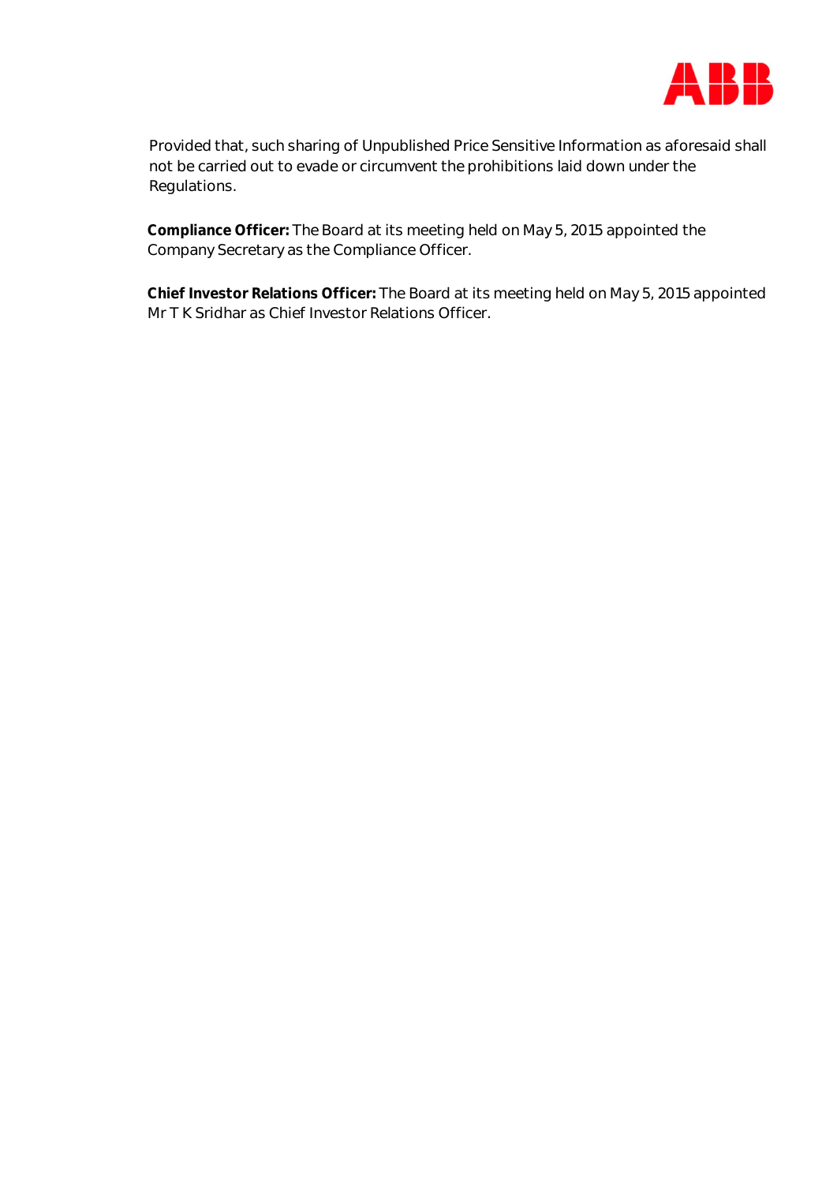Provided that, such sharing of Unpublished Price Sensitive Information as aforesaid shall not be carried out to evade or circumvent the prohibitions laid down under the Regulations.

**Compliance Officer:** The Board at its meeting held on May 5, 2015 appointed the Company Secretary as the Compliance Officer.

**Chief Investor Relations Officer:** The Board at its meeting held on May 5, 2015 appointed Mr T K Sridhar as Chief Investor Relations Officer.